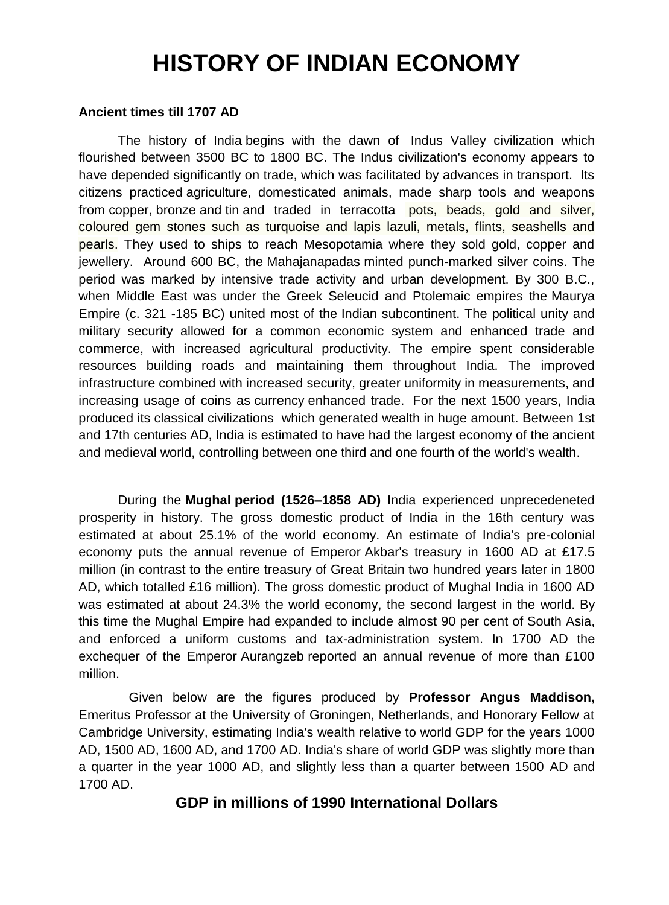# HISTORY OF INDIAN ECONOMY

**Ancient times till 1707 AD**

The history of India begins with the dawn of Indus Valley civilization which flourished between 3500 BC to 1800 BC. The Indus civilization's economy appears to have depended significantly on trade, which was facilitated by advances in transport. Its citizens practiced agriculture, domesticated animals, made sharp tools and weapons from copper, bronze and tin and traded in terracotta pots, beads, gold and silver, coloured gem stones such as turquoise and lapis lazuli, metals, flints, seashells and pearls. They used to ships to reach Mesopotamia where they sold gold, copper and jewellery. Around 600 BC, the Mahajanapadas minted punch-marked silver coins. The period was marked by intensive trade activity and urban development. By 300 B.C., when Middle East was under the Greek Seleucid and Ptolemaic empires the Maurya Empire (c. 321 -185 BC) united most of the Indian subcontinent. The political unity and military security allowed for a common economic system and enhanced trade and commerce, with increased agricultural productivity. The empire spent considerable resources building roads and maintaining them throughout India. The improved infrastructure combined with increased security, greater uniformity in measurements, and increasing usage of coins as currency enhanced trade. For the next 1500 years, India produced its classical civilizations which generated wealth in huge amount. Between 1st and 17th centuries AD, India is estimated to have had the largest economy of the ancient and medieval world, controlling between one third and one fourth of the world's wealth.

During the **Mughal period (1526–1858 AD)** India experienced unprecedeneted prosperity in history. The gross domestic product of India in the 16th century was estimated at about 25.1% of the world economy. An estimate of India's pre-colonial economy puts the annual revenue of Emperor Akbar's treasury in 1600 AD at £17.5 million (in contrast to the entire treasury of Great Britain two hundred years later in 1800 AD, which totalled £16 million). The gross domestic product of Mughal India in 1600 AD was estimated at about 24.3% the world economy, the second largest in the world. By this time the Mughal Empire had expanded to include almost 90 per cent of South Asia, and enforced a uniform customs and tax-administration system. In 1700 AD the exchequer of the Emperor Aurangzeb reported an annual revenue of more than £100 million.

Given below are the figures produced by **Professor Angus Maddison,** Emeritus Professor at the University of Groningen, Netherlands, and Honorary Fellow at Cambridge University, estimating India's wealth relative to world GDP for the years 1000 AD, 1500 AD, 1600 AD, and 1700 AD. India's share of world GDP was slightly more than a quarter in the year 1000 AD, and slightly less than a quarter between 1500 AD and 1700 AD.

### GDP in millions of 1990 International Dollars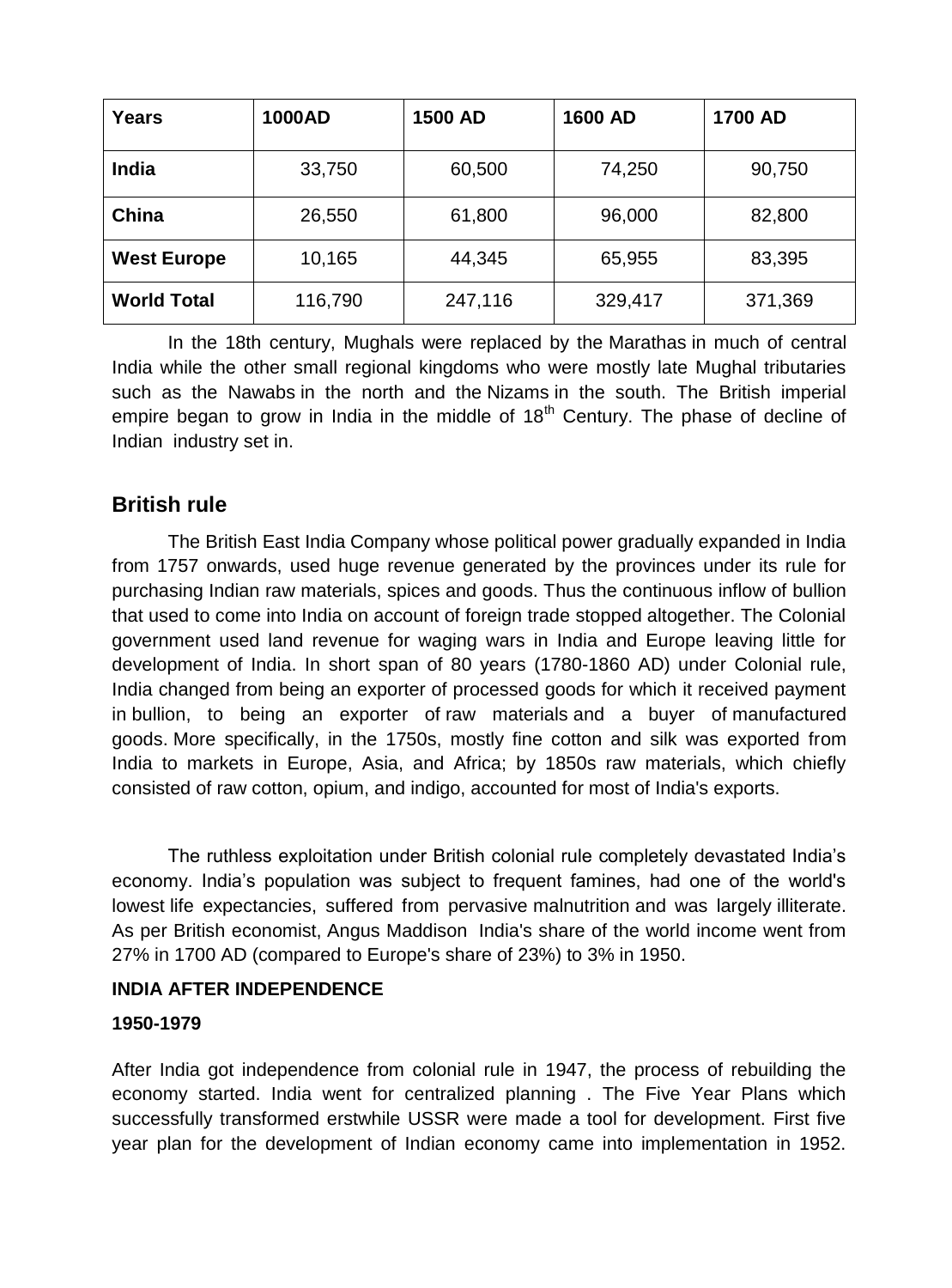| Years | 1000AD | 1500 AD | 1600 AD | 1700 AD |
|---|---|---|---|---|
| India | 33,750 | 60,500 | 74,250 | 90,750 |
| China | 26,550 | 61,800 | 96,000 | 82,800 |
| West Europe | 10,165 | 44,345 | 65,955 | 83,395 |
| World Total | 116,790 | 247,116 | 329,417 | 371,369 |

In the 18th century, Mughals were replaced by the Marathas in much of central India while the other small regional kingdoms who were mostly late Mughal tributaries such as the Nawabs in the north and the Nizams in the south. The British imperial empire began to grow in India in the middle of 18th Century. The phase of decline of Indian industry set in.

## British rule

The British East India Company whose political power gradually expanded in India from 1757 onwards, used huge revenue generated by the provinces under its rule for purchasing Indian raw materials, spices and goods. Thus the continuous inflow of bullion that used to come into India on account of foreign trade stopped altogether. The Colonial government used land revenue for waging wars in India and Europe leaving little for development of India. In short span of 80 years (1780-1860 AD) under Colonial rule, India changed from being an exporter of processed goods for which it received payment in bullion, to being an exporter of raw materials and a buyer of manufactured goods. More specifically, in the 1750s, mostly fine cotton and silk was exported from India to markets in Europe, Asia, and Africa; by 1850s raw materials, which chiefly consisted of raw cotton, opium, and indigo, accounted for most of India's exports.

The ruthless exploitation under British colonial rule completely devastated India's economy. India's population was subject to frequent famines, had one of the world's lowest life expectancies, suffered from pervasive malnutrition and was largely illiterate. As per British economist, Angus Maddison India's share of the world income went from 27% in 1700 AD (compared to Europe's share of 23%) to 3% in 1950.

**INDIA AFTER INDEPENDENCE**

**1950-1979**

After India got independence from colonial rule in 1947, the process of rebuilding the economy started. India went for centralized planning . The Five Year Plans which successfully transformed erstwhile USSR were made a tool for development. First five year plan for the development of Indian economy came into implementation in 1952.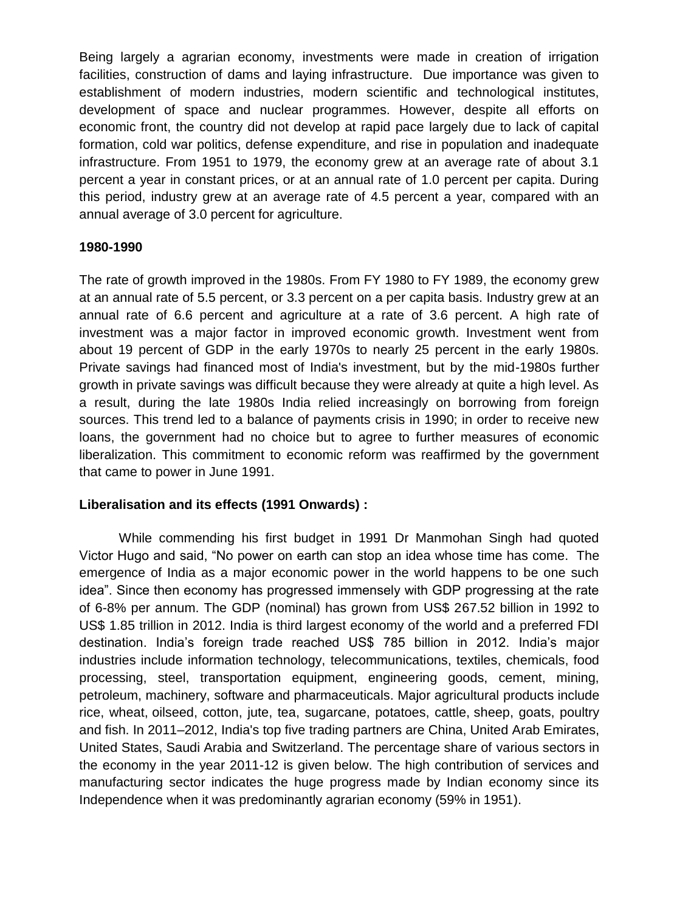Being largely a agrarian economy, investments were made in creation of irrigation facilities, construction of dams and laying infrastructure. Due importance was given to establishment of modern industries, modern scientific and technological institutes, development of space and nuclear programmes. However, despite all efforts on economic front, the country did not develop at rapid pace largely due to lack of capital formation, cold war politics, defense expenditure, and rise in population and inadequate infrastructure. From 1951 to 1979, the economy grew at an average rate of about 3.1 percent a year in constant prices, or at an annual rate of 1.0 percent per capita. During this period, industry grew at an average rate of 4.5 percent a year, compared with an annual average of 3.0 percent for agriculture.

**1980-1990**

The rate of growth improved in the 1980s. From FY 1980 to FY 1989, the economy grew at an annual rate of 5.5 percent, or 3.3 percent on a per capita basis. Industry grew at an annual rate of 6.6 percent and agriculture at a rate of 3.6 percent. A high rate of investment was a major factor in improved economic growth. Investment went from about 19 percent of GDP in the early 1970s to nearly 25 percent in the early 1980s. Private savings had financed most of India's investment, but by the mid-1980s further growth in private savings was difficult because they were already at quite a high level. As a result, during the late 1980s India relied increasingly on borrowing from foreign sources. This trend led to a balance of payments crisis in 1990; in order to receive new loans, the government had no choice but to agree to further measures of economic liberalization. This commitment to economic reform was reaffirmed by the government that came to power in June 1991.

**Liberalisation and its effects (1991 Onwards) :**

While commending his first budget in 1991 Dr Manmohan Singh had quoted Victor Hugo and said, "No power on earth can stop an idea whose time has come. The emergence of India as a major economic power in the world happens to be one such idea". Since then economy has progressed immensely with GDP progressing at the rate of 6-8% per annum. The GDP (nominal) has grown from US$ 267.52 billion in 1992 to US$ 1.85 trillion in 2012. India is third largest economy of the world and a preferred FDI destination. India's foreign trade reached US$ 785 billion in 2012. India's major industries include information technology, telecommunications, textiles, chemicals, food processing, steel, transportation equipment, engineering goods, cement, mining, petroleum, machinery, software and pharmaceuticals. Major agricultural products include rice, wheat, oilseed, cotton, jute, tea, sugarcane, potatoes, cattle, sheep, goats, poultry and fish. In 2011–2012, India's top five trading partners are China, United Arab Emirates, United States, Saudi Arabia and Switzerland. The percentage share of various sectors in the economy in the year 2011-12 is given below. The high contribution of services and manufacturing sector indicates the huge progress made by Indian economy since its Independence when it was predominantly agrarian economy (59% in 1951).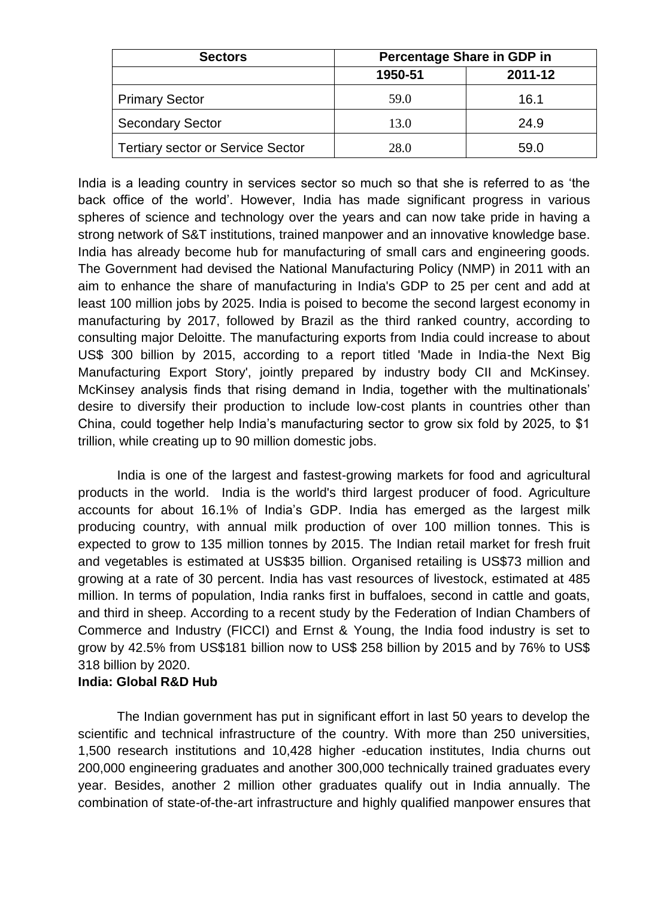| Sectors | Percentage Share in GDP in | |
|---|---|---|
| | 1950-51 | 2011-12 |
| Primary Sector | 59.0 | 16.1 |
| Secondary Sector | 13.0 | 24.9 |
| Tertiary sector or Service Sector | 28.0 | 59.0 |

India is a leading country in services sector so much so that she is referred to as 'the back office of the world'. However, India has made significant progress in various spheres of science and technology over the years and can now take pride in having a strong network of S&T institutions, trained manpower and an innovative knowledge base. India has already become hub for manufacturing of small cars and engineering goods. The Government had devised the National Manufacturing Policy (NMP) in 2011 with an aim to enhance the share of manufacturing in India's GDP to 25 per cent and add at least 100 million jobs by 2025. India is poised to become the second largest economy in manufacturing by 2017, followed by Brazil as the third ranked country, according to consulting major Deloitte. The manufacturing exports from India could increase to about US$ 300 billion by 2015, according to a report titled 'Made in India-the Next Big Manufacturing Export Story', jointly prepared by industry body CII and McKinsey. McKinsey analysis finds that rising demand in India, together with the multinationals' desire to diversify their production to include low-cost plants in countries other than China, could together help India's manufacturing sector to grow six fold by 2025, to $1 trillion, while creating up to 90 million domestic jobs.

India is one of the largest and fastest-growing markets for food and agricultural products in the world. India is the world's third largest producer of food. Agriculture accounts for about 16.1% of India's GDP. India has emerged as the largest milk producing country, with annual milk production of over 100 million tonnes. This is expected to grow to 135 million tonnes by 2015. The Indian retail market for fresh fruit and vegetables is estimated at US$35 billion. Organised retailing is US$73 million and growing at a rate of 30 percent. India has vast resources of livestock, estimated at 485 million. In terms of population, India ranks first in buffaloes, second in cattle and goats, and third in sheep. According to a recent study by the Federation of Indian Chambers of Commerce and Industry (FICCI) and Ernst & Young, the India food industry is set to grow by 42.5% from US$181 billion now to US$ 258 billion by 2015 and by 76% to US$ 318 billion by 2020.

**India: Global R&D Hub**

The Indian government has put in significant effort in last 50 years to develop the scientific and technical infrastructure of the country. With more than 250 universities, 1,500 research institutions and 10,428 higher -education institutes, India churns out 200,000 engineering graduates and another 300,000 technically trained graduates every year. Besides, another 2 million other graduates qualify out in India annually. The combination of state-of-the-art infrastructure and highly qualified manpower ensures that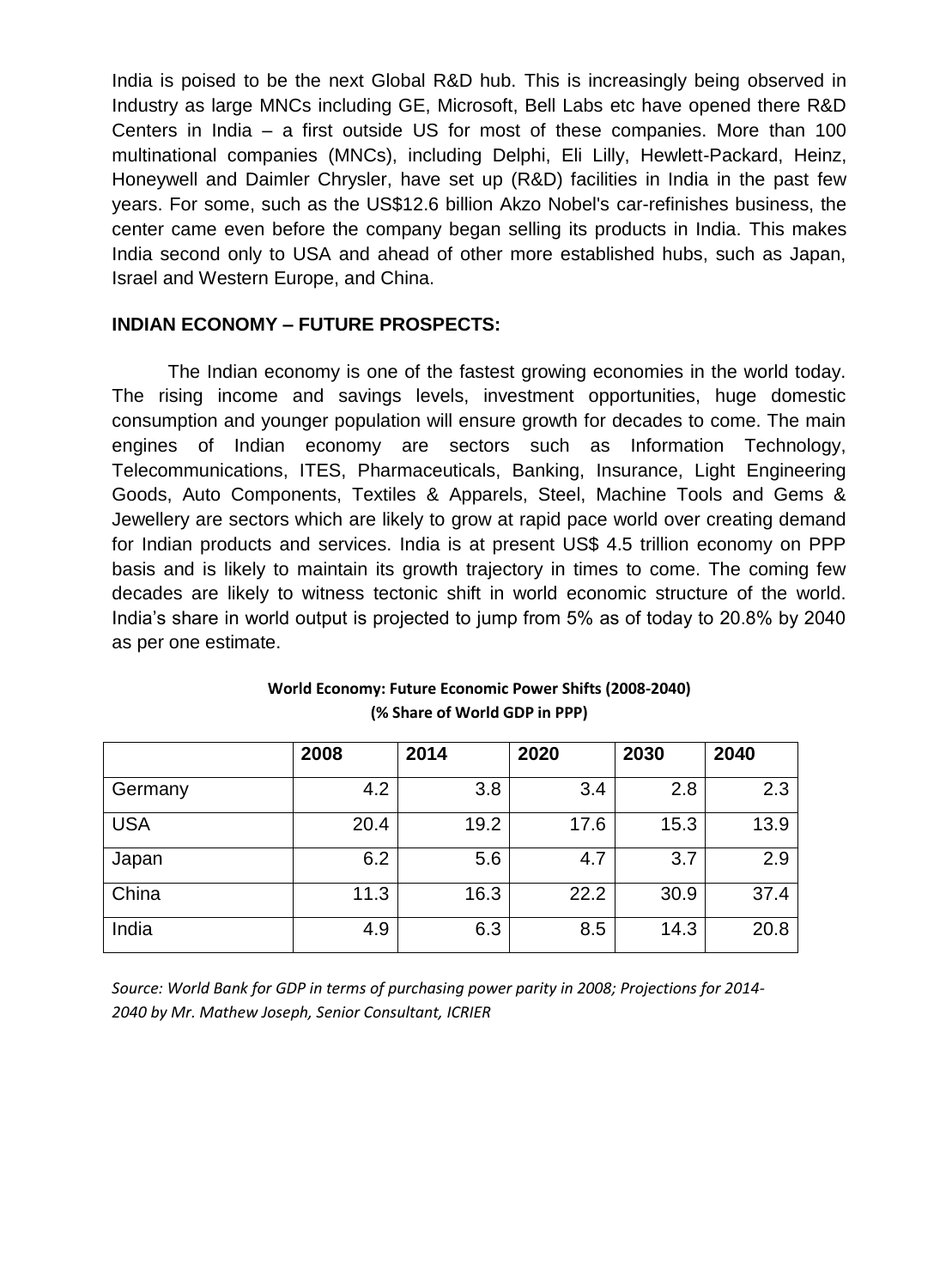India is poised to be the next Global R&D hub. This is increasingly being observed in Industry as large MNCs including GE, Microsoft, Bell Labs etc have opened there R&D Centers in India – a first outside US for most of these companies. More than 100 multinational companies (MNCs), including Delphi, Eli Lilly, Hewlett-Packard, Heinz, Honeywell and Daimler Chrysler, have set up (R&D) facilities in India in the past few years. For some, such as the US$12.6 billion Akzo Nobel's car-refinishes business, the center came even before the company began selling its products in India. This makes India second only to USA and ahead of other more established hubs, such as Japan, Israel and Western Europe, and China.

**INDIAN ECONOMY – FUTURE PROSPECTS:**

The Indian economy is one of the fastest growing economies in the world today. The rising income and savings levels, investment opportunities, huge domestic consumption and younger population will ensure growth for decades to come. The main engines of Indian economy are sectors such as Information Technology, Telecommunications, ITES, Pharmaceuticals, Banking, Insurance, Light Engineering Goods, Auto Components, Textiles & Apparels, Steel, Machine Tools and Gems & Jewellery are sectors which are likely to grow at rapid pace world over creating demand for Indian products and services. India is at present US$ 4.5 trillion economy on PPP basis and is likely to maintain its growth trajectory in times to come. The coming few decades are likely to witness tectonic shift in world economic structure of the world. India's share in world output is projected to jump from 5% as of today to 20.8% by 2040 as per one estimate.

**World Economy: Future Economic Power Shifts (2008-2040)**
**(% Share of World GDP in PPP)**

| | 2008 | 2014 | 2020 | 2030 | 2040 |
|---|---|---|---|---|---|
| Germany | 4.2 | 3.8 | 3.4 | 2.8 | 2.3 |
| USA | 20.4 | 19.2 | 17.6 | 15.3 | 13.9 |
| Japan | 6.2 | 5.6 | 4.7 | 3.7 | 2.9 |
| China | 11.3 | 16.3 | 22.2 | 30.9 | 37.4 |
| India | 4.9 | 6.3 | 8.5 | 14.3 | 20.8 |

*Source: World Bank for GDP in terms of purchasing power parity in 2008; Projections for 2014-2040 by Mr. Mathew Joseph, Senior Consultant, ICRIER*